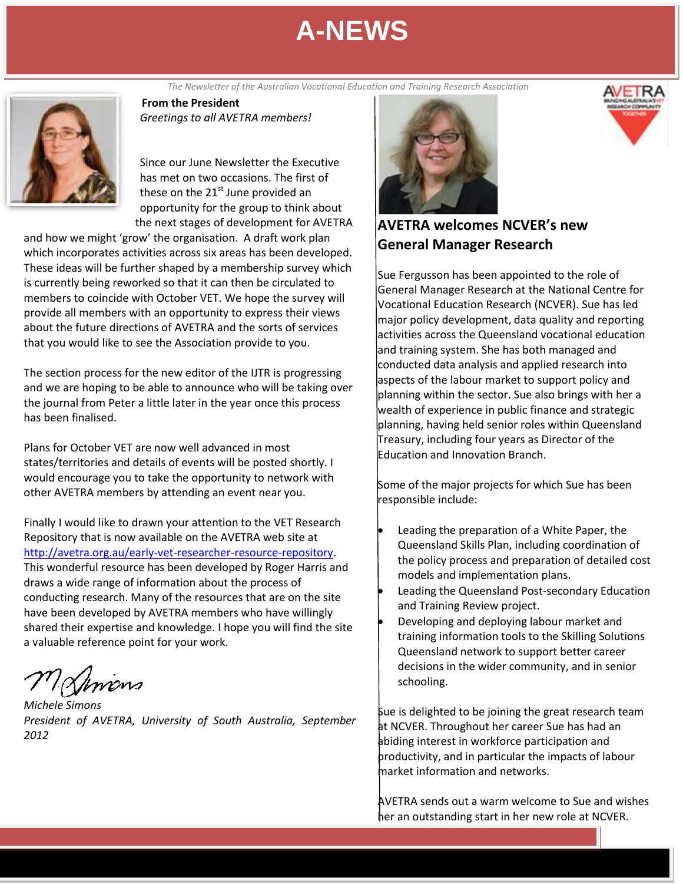# A-NEWS

*The Newsletter of the Australian Vocational Education and Training Research Association*

## From the President

*Greetings to all AVETRA members!*

Since our June Newsletter the Executive has met on two occasions. The first of these on the 21st June provided an opportunity for the group to think about the next stages of development for AVETRA and how we might 'grow' the organisation. A draft work plan which incorporates activities across six areas has been developed. These ideas will be further shaped by a membership survey which is currently being reworked so that it can then be circulated to members to coincide with October VET. We hope the survey will provide all members with an opportunity to express their views about the future directions of AVETRA and the sorts of services that you would like to see the Association provide to you.

The section process for the new editor of the IJTR is progressing and we are hoping to be able to announce who will be taking over the journal from Peter a little later in the year once this process has been finalised.

Plans for October VET are now well advanced in most states/territories and details of events will be posted shortly. I would encourage you to take the opportunity to network with other AVETRA members by attending an event near you.

Finally I would like to drawn your attention to the VET Research Repository that is now available on the AVETRA web site at http://avetra.org.au/early-vet-researcher-resource-repository. This wonderful resource has been developed by Roger Harris and draws a wide range of information about the process of conducting research. Many of the resources that are on the site have been developed by AVETRA members who have willingly shared their expertise and knowledge. I hope you will find the site a valuable reference point for your work.

*Michele Simons*
*President of AVETRA, University of South Australia, September 2012*

## AVETRA welcomes NCVER's new General Manager Research

Sue Fergusson has been appointed to the role of General Manager Research at the National Centre for Vocational Education Research (NCVER). Sue has led major policy development, data quality and reporting activities across the Queensland vocational education and training system. She has both managed and conducted data analysis and applied research into aspects of the labour market to support policy and planning within the sector. Sue also brings with her a wealth of experience in public finance and strategic planning, having held senior roles within Queensland Treasury, including four years as Director of the Education and Innovation Branch.

Some of the major projects for which Sue has been responsible include:

- Leading the preparation of a White Paper, the Queensland Skills Plan, including coordination of the policy process and preparation of detailed cost models and implementation plans.
- Leading the Queensland Post-secondary Education and Training Review project.
- Developing and deploying labour market and training information tools to the Skilling Solutions Queensland network to support better career decisions in the wider community, and in senior schooling.

Sue is delighted to be joining the great research team at NCVER. Throughout her career Sue has had an abiding interest in workforce participation and productivity, and in particular the impacts of labour market information and networks.

AVETRA sends out a warm welcome to Sue and wishes her an outstanding start in her new role at NCVER.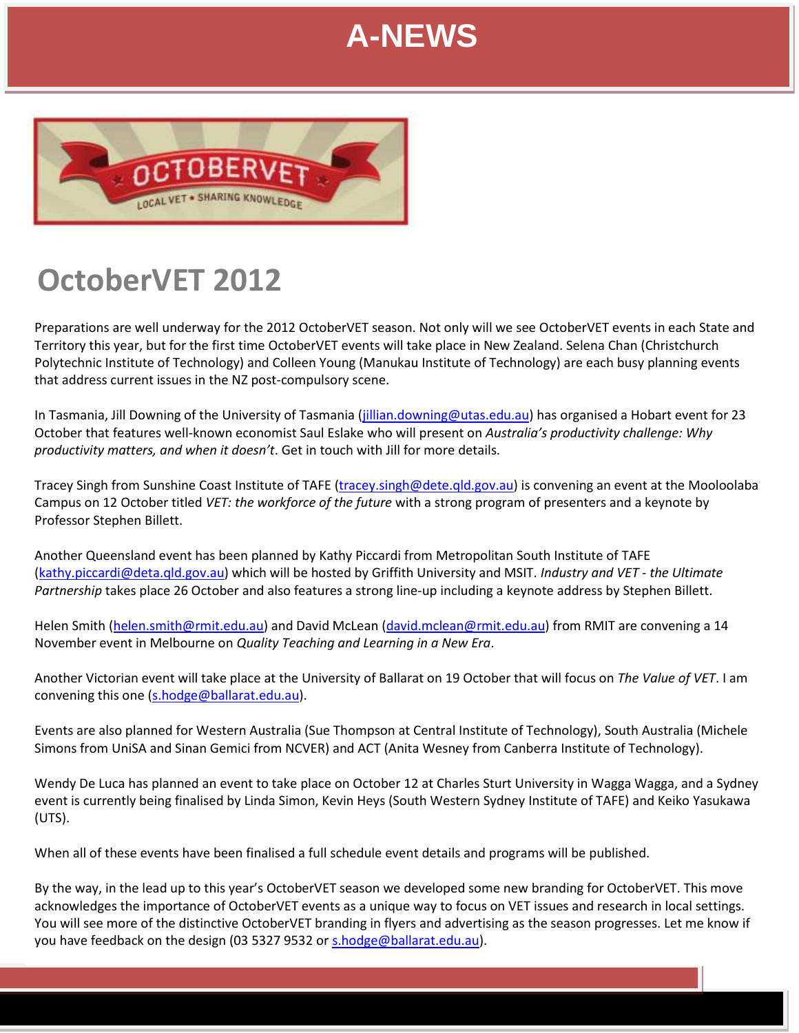# A-NEWS

## OctoberVET 2012

Preparations are well underway for the 2012 OctoberVET season. Not only will we see OctoberVET events in each State and Territory this year, but for the first time OctoberVET events will take place in New Zealand. Selena Chan (Christchurch Polytechnic Institute of Technology) and Colleen Young (Manukau Institute of Technology) are each busy planning events that address current issues in the NZ post-compulsory scene.

In Tasmania, Jill Downing of the University of Tasmania (jillian.downing@utas.edu.au) has organised a Hobart event for 23 October that features well-known economist Saul Eslake who will present on *Australia's productivity challenge: Why productivity matters, and when it doesn't*. Get in touch with Jill for more details.

Tracey Singh from Sunshine Coast Institute of TAFE (tracey.singh@dete.qld.gov.au) is convening an event at the Mooloolaba Campus on 12 October titled *VET: the workforce of the future* with a strong program of presenters and a keynote by Professor Stephen Billett.

Another Queensland event has been planned by Kathy Piccardi from Metropolitan South Institute of TAFE (kathy.piccardi@deta.qld.gov.au) which will be hosted by Griffith University and MSIT. *Industry and VET - the Ultimate Partnership* takes place 26 October and also features a strong line-up including a keynote address by Stephen Billett.

Helen Smith (helen.smith@rmit.edu.au) and David McLean (david.mclean@rmit.edu.au) from RMIT are convening a 14 November event in Melbourne on *Quality Teaching and Learning in a New Era*.

Another Victorian event will take place at the University of Ballarat on 19 October that will focus on *The Value of VET*. I am convening this one (s.hodge@ballarat.edu.au).

Events are also planned for Western Australia (Sue Thompson at Central Institute of Technology), South Australia (Michele Simons from UniSA and Sinan Gemici from NCVER) and ACT (Anita Wesney from Canberra Institute of Technology).

Wendy De Luca has planned an event to take place on October 12 at Charles Sturt University in Wagga Wagga, and a Sydney event is currently being finalised by Linda Simon, Kevin Heys (South Western Sydney Institute of TAFE) and Keiko Yasukawa (UTS).

When all of these events have been finalised a full schedule event details and programs will be published.

By the way, in the lead up to this year's OctoberVET season we developed some new branding for OctoberVET. This move acknowledges the importance of OctoberVET events as a unique way to focus on VET issues and research in local settings. You will see more of the distinctive OctoberVET branding in flyers and advertising as the season progresses. Let me know if you have feedback on the design (03 5327 9532 or s.hodge@ballarat.edu.au).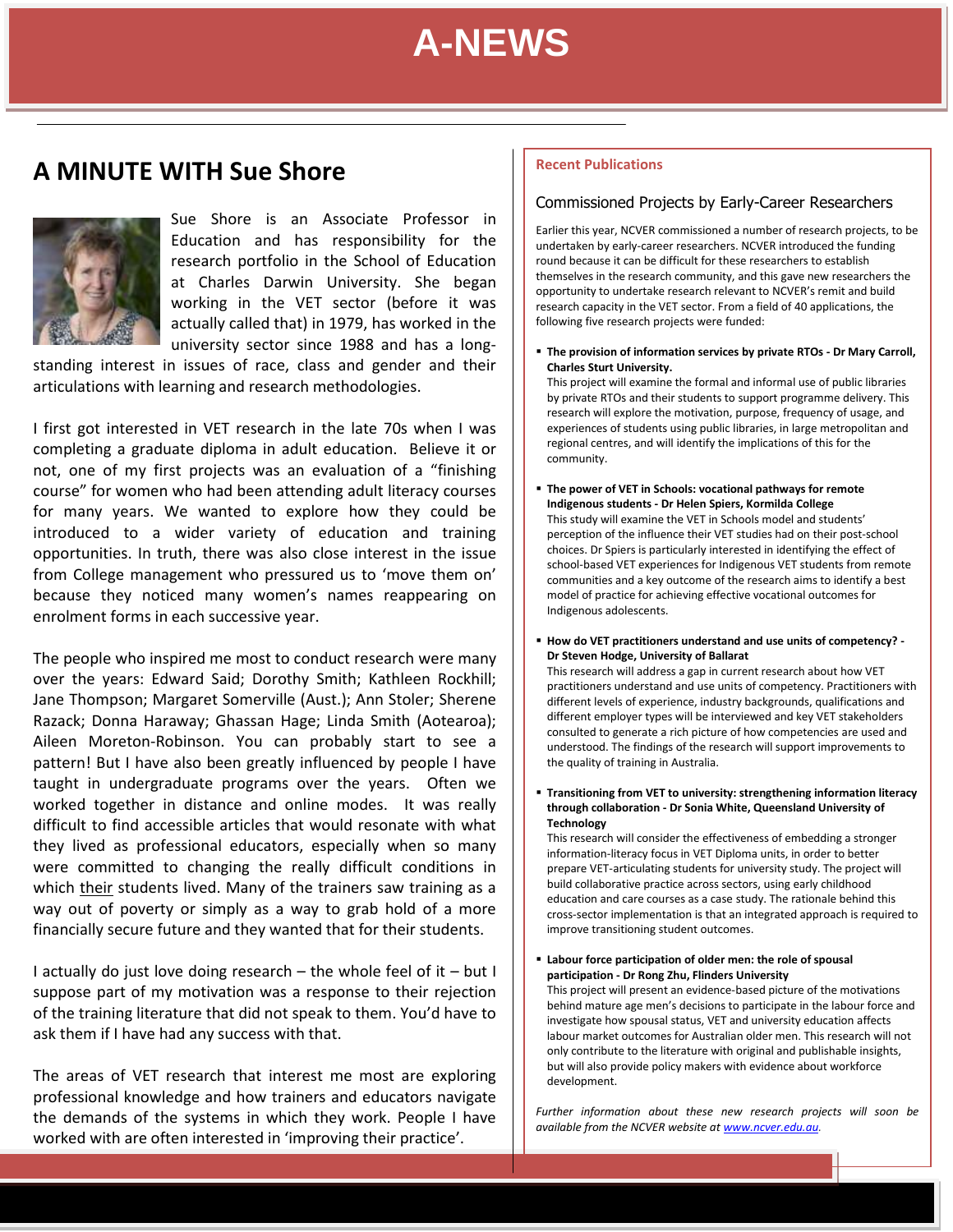# A-NEWS

## A MINUTE WITH Sue Shore

Sue Shore is an Associate Professor in Education and has responsibility for the research portfolio in the School of Education at Charles Darwin University. She began working in the VET sector (before it was actually called that) in 1979, has worked in the university sector since 1988 and has a long-standing interest in issues of race, class and gender and their articulations with learning and research methodologies.

I first got interested in VET research in the late 70s when I was completing a graduate diploma in adult education. Believe it or not, one of my first projects was an evaluation of a "finishing course" for women who had been attending adult literacy courses for many years. We wanted to explore how they could be introduced to a wider variety of education and training opportunities. In truth, there was also close interest in the issue from College management who pressured us to 'move them on' because they noticed many women's names reappearing on enrolment forms in each successive year.

The people who inspired me most to conduct research were many over the years: Edward Said; Dorothy Smith; Kathleen Rockhill; Jane Thompson; Margaret Somerville (Aust.); Ann Stoler; Sherene Razack; Donna Haraway; Ghassan Hage; Linda Smith (Aotearoa); Aileen Moreton-Robinson. You can probably start to see a pattern! But I have also been greatly influenced by people I have taught in undergraduate programs over the years. Often we worked together in distance and online modes. It was really difficult to find accessible articles that would resonate with what they lived as professional educators, especially when so many were committed to changing the really difficult conditions in which their students lived. Many of the trainers saw training as a way out of poverty or simply as a way to grab hold of a more financially secure future and they wanted that for their students.

I actually do just love doing research – the whole feel of it – but I suppose part of my motivation was a response to their rejection of the training literature that did not speak to them. You'd have to ask them if I have had any success with that.

The areas of VET research that interest me most are exploring professional knowledge and how trainers and educators navigate the demands of the systems in which they work. People I have worked with are often interested in 'improving their practice'.

### Recent Publications

#### Commissioned Projects by Early-Career Researchers

Earlier this year, NCVER commissioned a number of research projects, to be undertaken by early-career researchers. NCVER introduced the funding round because it can be difficult for these researchers to establish themselves in the research community, and this gave new researchers the opportunity to undertake research relevant to NCVER's remit and build research capacity in the VET sector. From a field of 40 applications, the following five research projects were funded:

- **The provision of information services by private RTOs - Dr Mary Carroll, Charles Sturt University.**
  This project will examine the formal and informal use of public libraries by private RTOs and their students to support programme delivery. This research will explore the motivation, purpose, frequency of usage, and experiences of students using public libraries, in large metropolitan and regional centres, and will identify the implications of this for the community.

- **The power of VET in Schools: vocational pathways for remote Indigenous students - Dr Helen Spiers, Kormilda College**
  This study will examine the VET in Schools model and students' perception of the influence their VET studies had on their post-school choices. Dr Spiers is particularly interested in identifying the effect of school-based VET experiences for Indigenous VET students from remote communities and a key outcome of the research aims to identify a best model of practice for achieving effective vocational outcomes for Indigenous adolescents.

- **How do VET practitioners understand and use units of competency? - Dr Steven Hodge, University of Ballarat**
  This research will address a gap in current research about how VET practitioners understand and use units of competency. Practitioners with different levels of experience, industry backgrounds, qualifications and different employer types will be interviewed and key VET stakeholders consulted to generate a rich picture of how competencies are used and understood. The findings of the research will support improvements to the quality of training in Australia.

- **Transitioning from VET to university: strengthening information literacy through collaboration - Dr Sonia White, Queensland University of Technology**
  This research will consider the effectiveness of embedding a stronger information-literacy focus in VET Diploma units, in order to better prepare VET-articulating students for university study. The project will build collaborative practice across sectors, using early childhood education and care courses as a case study. The rationale behind this cross-sector implementation is that an integrated approach is required to improve transitioning student outcomes.

- **Labour force participation of older men: the role of spousal participation - Dr Rong Zhu, Flinders University**
  This project will present an evidence-based picture of the motivations behind mature age men's decisions to participate in the labour force and investigate how spousal status, VET and university education affects labour market outcomes for Australian older men. This research will not only contribute to the literature with original and publishable insights, but will also provide policy makers with evidence about workforce development.

*Further information about these new research projects will soon be available from the NCVER website at www.ncver.edu.au.*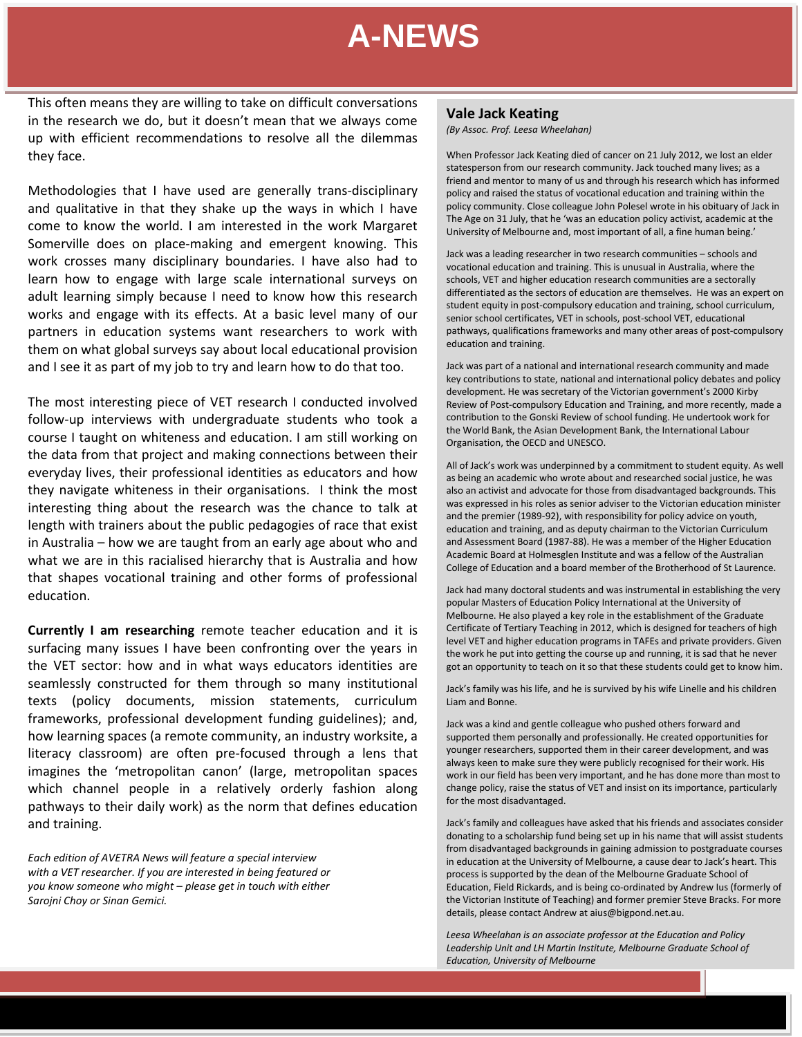This often means they are willing to take on difficult conversations in the research we do, but it doesn't mean that we always come up with efficient recommendations to resolve all the dilemmas they face.

Methodologies that I have used are generally trans-disciplinary and qualitative in that they shake up the ways in which I have come to know the world. I am interested in the work Margaret Somerville does on place-making and emergent knowing. This work crosses many disciplinary boundaries. I have also had to learn how to engage with large scale international surveys on adult learning simply because I need to know how this research works and engage with its effects. At a basic level many of our partners in education systems want researchers to work with them on what global surveys say about local educational provision and I see it as part of my job to try and learn how to do that too.

The most interesting piece of VET research I conducted involved follow-up interviews with undergraduate students who took a course I taught on whiteness and education. I am still working on the data from that project and making connections between their everyday lives, their professional identities as educators and how they navigate whiteness in their organisations. I think the most interesting thing about the research was the chance to talk at length with trainers about the public pedagogies of race that exist in Australia – how we are taught from an early age about who and what we are in this racialised hierarchy that is Australia and how that shapes vocational training and other forms of professional education.

**Currently I am researching** remote teacher education and it is surfacing many issues I have been confronting over the years in the VET sector: how and in what ways educators identities are seamlessly constructed for them through so many institutional texts (policy documents, mission statements, curriculum frameworks, professional development funding guidelines); and, how learning spaces (a remote community, an industry worksite, a literacy classroom) are often pre-focused through a lens that imagines the 'metropolitan canon' (large, metropolitan spaces which channel people in a relatively orderly fashion along pathways to their daily work) as the norm that defines education and training.

*Each edition of AVETRA News will feature a special interview with a VET researcher. If you are interested in being featured or you know someone who might – please get in touch with either Sarojni Choy or Sinan Gemici.*

## Vale Jack Keating

*(By Assoc. Prof. Leesa Wheelahan)*

When Professor Jack Keating died of cancer on 21 July 2012, we lost an elder statesperson from our research community. Jack touched many lives; as a friend and mentor to many of us and through his research which has informed policy and raised the status of vocational education and training within the policy community. Close colleague John Polesel wrote in his obituary of Jack in The Age on 31 July, that he 'was an education policy activist, academic at the University of Melbourne and, most important of all, a fine human being.'

Jack was a leading researcher in two research communities – schools and vocational education and training. This is unusual in Australia, where the schools, VET and higher education research communities are a sectorally differentiated as the sectors of education are themselves. He was an expert on student equity in post-compulsory education and training, school curriculum, senior school certificates, VET in schools, post-school VET, educational pathways, qualifications frameworks and many other areas of post-compulsory education and training.

Jack was part of a national and international research community and made key contributions to state, national and international policy debates and policy development. He was secretary of the Victorian government's 2000 Kirby Review of Post-compulsory Education and Training, and more recently, made a contribution to the Gonski Review of school funding. He undertook work for the World Bank, the Asian Development Bank, the International Labour Organisation, the OECD and UNESCO.

All of Jack's work was underpinned by a commitment to student equity. As well as being an academic who wrote about and researched social justice, he was also an activist and advocate for those from disadvantaged backgrounds. This was expressed in his roles as senior adviser to the Victorian education minister and the premier (1989-92), with responsibility for policy advice on youth, education and training, and as deputy chairman to the Victorian Curriculum and Assessment Board (1987-88). He was a member of the Higher Education Academic Board at Holmesglen Institute and was a fellow of the Australian College of Education and a board member of the Brotherhood of St Laurence.

Jack had many doctoral students and was instrumental in establishing the very popular Masters of Education Policy International at the University of Melbourne. He also played a key role in the establishment of the Graduate Certificate of Tertiary Teaching in 2012, which is designed for teachers of high level VET and higher education programs in TAFEs and private providers. Given the work he put into getting the course up and running, it is sad that he never got an opportunity to teach on it so that these students could get to know him.

Jack's family was his life, and he is survived by his wife Linelle and his children Liam and Bonne.

Jack was a kind and gentle colleague who pushed others forward and supported them personally and professionally. He created opportunities for younger researchers, supported them in their career development, and was always keen to make sure they were publicly recognised for their work. His work in our field has been very important, and he has done more than most to change policy, raise the status of VET and insist on its importance, particularly for the most disadvantaged.

Jack's family and colleagues have asked that his friends and associates consider donating to a scholarship fund being set up in his name that will assist students from disadvantaged backgrounds in gaining admission to postgraduate courses in education at the University of Melbourne, a cause dear to Jack's heart. This process is supported by the dean of the Melbourne Graduate School of Education, Field Rickards, and is being co-ordinated by Andrew Ius (formerly of the Victorian Institute of Teaching) and former premier Steve Bracks. For more details, please contact Andrew at aius@bigpond.net.au.

*Leesa Wheelahan is an associate professor at the Education and Policy Leadership Unit and LH Martin Institute, Melbourne Graduate School of Education, University of Melbourne*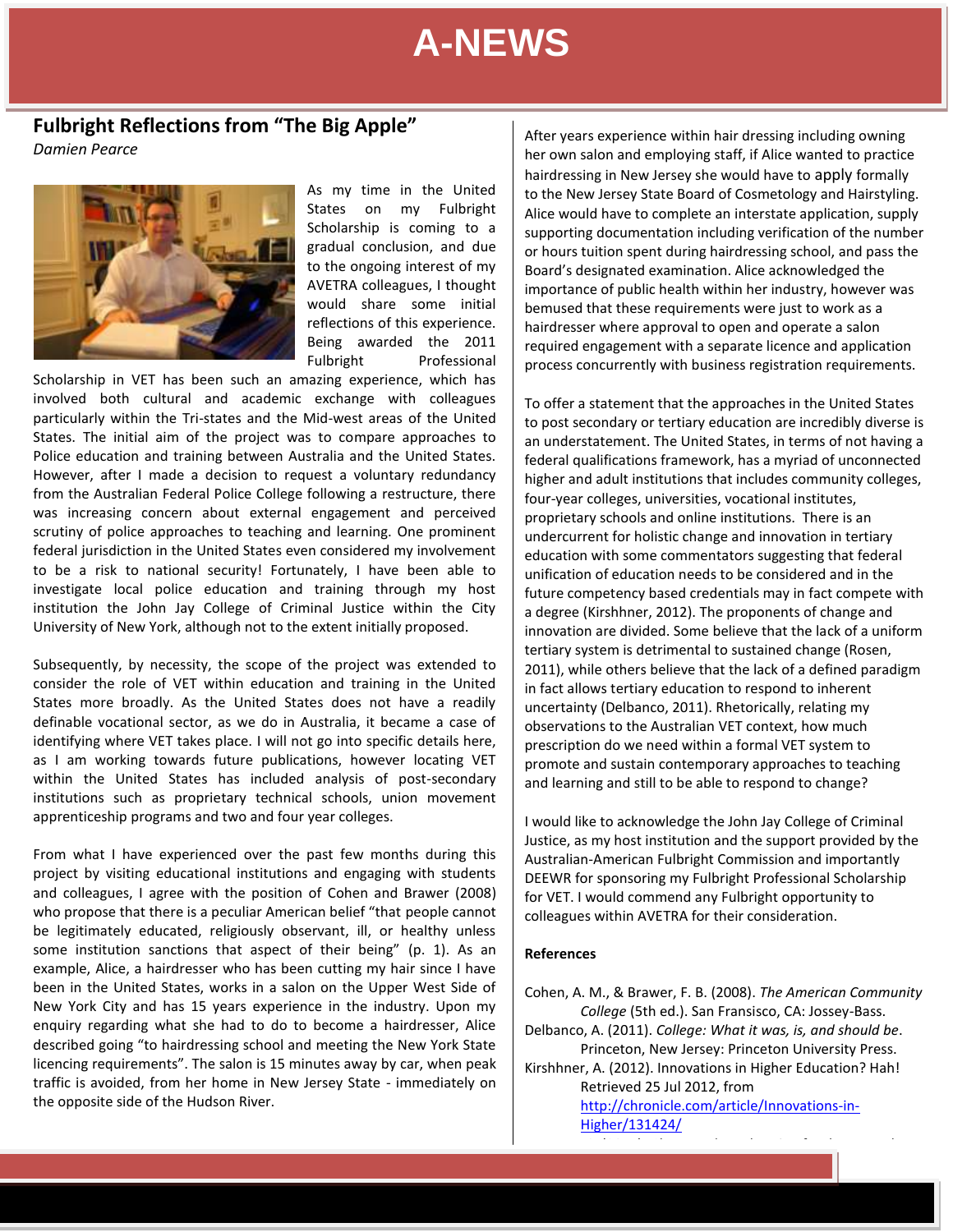## Fulbright Reflections from "The Big Apple"

*Damien Pearce*

As my time in the United States on my Fulbright Scholarship is coming to a gradual conclusion, and due to the ongoing interest of my AVETRA colleagues, I thought would share some initial reflections of this experience. Being awarded the 2011 Fulbright Professional Scholarship in VET has been such an amazing experience, which has involved both cultural and academic exchange with colleagues particularly within the Tri-states and the Mid-west areas of the United States. The initial aim of the project was to compare approaches to Police education and training between Australia and the United States. However, after I made a decision to request a voluntary redundancy from the Australian Federal Police College following a restructure, there was increasing concern about external engagement and perceived scrutiny of police approaches to teaching and learning. One prominent federal jurisdiction in the United States even considered my involvement to be a risk to national security! Fortunately, I have been able to investigate local police education and training through my host institution the John Jay College of Criminal Justice within the City University of New York, although not to the extent initially proposed.

Subsequently, by necessity, the scope of the project was extended to consider the role of VET within education and training in the United States more broadly. As the United States does not have a readily definable vocational sector, as we do in Australia, it became a case of identifying where VET takes place. I will not go into specific details here, as I am working towards future publications, however locating VET within the United States has included analysis of post-secondary institutions such as proprietary technical schools, union movement apprenticeship programs and two and four year colleges.

From what I have experienced over the past few months during this project by visiting educational institutions and engaging with students and colleagues, I agree with the position of Cohen and Brawer (2008) who propose that there is a peculiar American belief "that people cannot be legitimately educated, religiously observant, ill, or healthy unless some institution sanctions that aspect of their being" (p. 1). As an example, Alice, a hairdresser who has been cutting my hair since I have been in the United States, works in a salon on the Upper West Side of New York City and has 15 years experience in the industry. Upon my enquiry regarding what she had to do to become a hairdresser, Alice described going "to hairdressing school and meeting the New York State licencing requirements". The salon is 15 minutes away by car, when peak traffic is avoided, from her home in New Jersey State - immediately on the opposite side of the Hudson River.

After years experience within hair dressing including owning her own salon and employing staff, if Alice wanted to practice hairdressing in New Jersey she would have to apply formally to the New Jersey State Board of Cosmetology and Hairstyling. Alice would have to complete an interstate application, supply supporting documentation including verification of the number or hours tuition spent during hairdressing school, and pass the Board's designated examination. Alice acknowledged the importance of public health within her industry, however was bemused that these requirements were just to work as a hairdresser where approval to open and operate a salon required engagement with a separate licence and application process concurrently with business registration requirements.

To offer a statement that the approaches in the United States to post secondary or tertiary education are incredibly diverse is an understatement. The United States, in terms of not having a federal qualifications framework, has a myriad of unconnected higher and adult institutions that includes community colleges, four-year colleges, universities, vocational institutes, proprietary schools and online institutions. There is an undercurrent for holistic change and innovation in tertiary education with some commentators suggesting that federal unification of education needs to be considered and in the future competency based credentials may in fact compete with a degree (Kirshhner, 2012). The proponents of change and innovation are divided. Some believe that the lack of a uniform tertiary system is detrimental to sustained change (Rosen, 2011), while others believe that the lack of a defined paradigm in fact allows tertiary education to respond to inherent uncertainty (Delbanco, 2011). Rhetorically, relating my observations to the Australian VET context, how much prescription do we need within a formal VET system to promote and sustain contemporary approaches to teaching and learning and still to be able to respond to change?

I would like to acknowledge the John Jay College of Criminal Justice, as my host institution and the support provided by the Australian-American Fulbright Commission and importantly DEEWR for sponsoring my Fulbright Professional Scholarship for VET. I would commend any Fulbright opportunity to colleagues within AVETRA for their consideration.

**References**

Cohen, A. M., & Brawer, F. B. (2008). *The American Community College* (5th ed.). San Fransisco, CA: Jossey-Bass.

Delbanco, A. (2011). *College: What it was, is, and should be*. Princeton, New Jersey: Princeton University Press.

Kirshhner, A. (2012). Innovations in Higher Education? Hah! Retrieved 25 Jul 2012, from http://chronicle.com/article/Innovations-in-Higher/131424/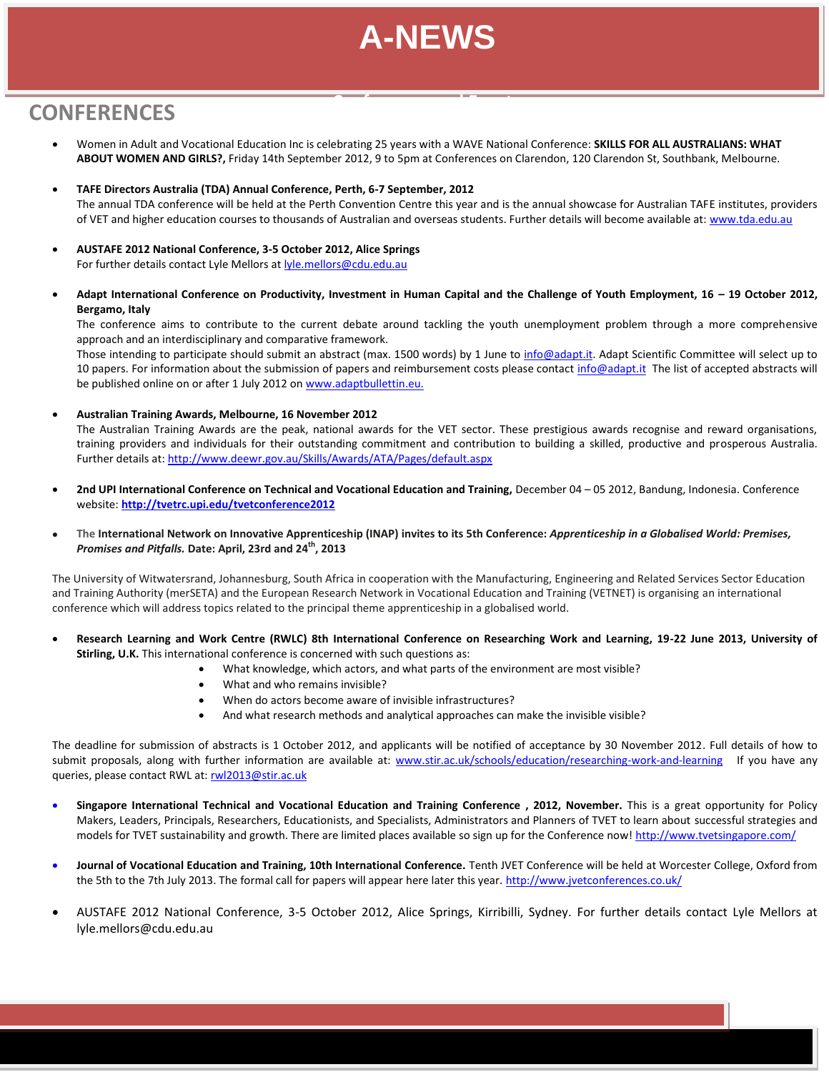# A-NEWS

## CONFERENCES

- Women in Adult and Vocational Education Inc is celebrating 25 years with a WAVE National Conference: **SKILLS FOR ALL AUSTRALIANS: WHAT ABOUT WOMEN AND GIRLS?,** Friday 14th September 2012, 9 to 5pm at Conferences on Clarendon, 120 Clarendon St, Southbank, Melbourne.

- **TAFE Directors Australia (TDA) Annual Conference, Perth, 6-7 September, 2012**
  The annual TDA conference will be held at the Perth Convention Centre this year and is the annual showcase for Australian TAFE institutes, providers of VET and higher education courses to thousands of Australian and overseas students. Further details will become available at: www.tda.edu.au

- **AUSTAFE 2012 National Conference, 3-5 October 2012, Alice Springs**
  For further details contact Lyle Mellors at lyle.mellors@cdu.edu.au

- **Adapt International Conference on Productivity, Investment in Human Capital and the Challenge of Youth Employment, 16 – 19 October 2012, Bergamo, Italy**
  The conference aims to contribute to the current debate around tackling the youth unemployment problem through a more comprehensive approach and an interdisciplinary and comparative framework.
  Those intending to participate should submit an abstract (max. 1500 words) by 1 June to info@adapt.it. Adapt Scientific Committee will select up to 10 papers. For information about the submission of papers and reimbursement costs please contact info@adapt.it The list of accepted abstracts will be published online on or after 1 July 2012 on www.adaptbullettin.eu.

- **Australian Training Awards, Melbourne, 16 November 2012**
  The Australian Training Awards are the peak, national awards for the VET sector. These prestigious awards recognise and reward organisations, training providers and individuals for their outstanding commitment and contribution to building a skilled, productive and prosperous Australia. Further details at: http://www.deewr.gov.au/Skills/Awards/ATA/Pages/default.aspx

- **2nd UPI International Conference on Technical and Vocational Education and Training,** December 04 – 05 2012, Bandung, Indonesia. Conference website: **http://tvetrc.upi.edu/tvetconference2012**

- The **International Network on Innovative Apprenticeship (INAP) invites to its 5th Conference:** ***Apprenticeship in a Globalised World: Premises, Promises and Pitfalls.*** **Date: April, 23rd and 24th, 2013**

The University of Witwatersrand, Johannesburg, South Africa in cooperation with the Manufacturing, Engineering and Related Services Sector Education and Training Authority (merSETA) and the European Research Network in Vocational Education and Training (VETNET) is organising an international conference which will address topics related to the principal theme apprenticeship in a globalised world.

- **Research Learning and Work Centre (RWLC) 8th International Conference on Researching Work and Learning, 19-22 June 2013, University of Stirling, U.K.** This international conference is concerned with such questions as:
  - What knowledge, which actors, and what parts of the environment are most visible?
  - What and who remains invisible?
  - When do actors become aware of invisible infrastructures?
  - And what research methods and analytical approaches can make the invisible visible?

The deadline for submission of abstracts is 1 October 2012, and applicants will be notified of acceptance by 30 November 2012. Full details of how to submit proposals, along with further information are available at: www.stir.ac.uk/schools/education/researching-work-and-learning If you have any queries, please contact RWL at: rwl2013@stir.ac.uk

- **Singapore International Technical and Vocational Education and Training Conference , 2012, November.** This is a great opportunity for Policy Makers, Leaders, Principals, Researchers, Educationists, and Specialists, Administrators and Planners of TVET to learn about successful strategies and models for TVET sustainability and growth. There are limited places available so sign up for the Conference now! http://www.tvetsingapore.com/

- **Journal of Vocational Education and Training, 10th International Conference.** Tenth JVET Conference will be held at Worcester College, Oxford from the 5th to the 7th July 2013. The formal call for papers will appear here later this year. http://www.jvetconferences.co.uk/

- AUSTAFE 2012 National Conference, 3-5 October 2012, Alice Springs, Kirribilli, Sydney. For further details contact Lyle Mellors at lyle.mellors@cdu.edu.au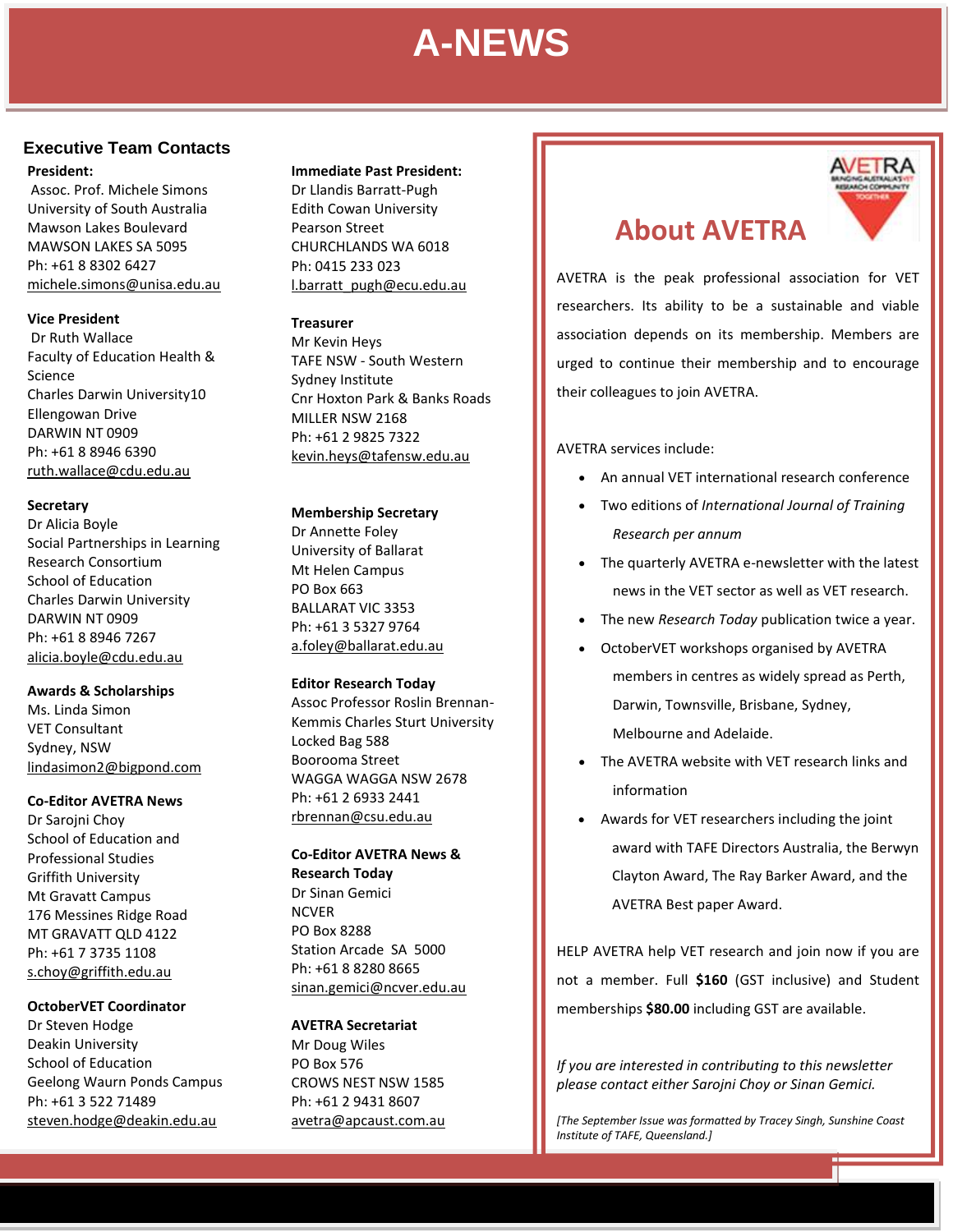# A-NEWS

## Executive Team Contacts

**President:**
Assoc. Prof. Michele Simons
University of South Australia
Mawson Lakes Boulevard
MAWSON LAKES SA 5095
Ph: +61 8 8302 6427
michele.simons@unisa.edu.au

**Vice President**
Dr Ruth Wallace
Faculty of Education Health & Science
Charles Darwin University10
Ellengowan Drive
DARWIN NT 0909
Ph: +61 8 8946 6390
ruth.wallace@cdu.edu.au

**Secretary**
Dr Alicia Boyle
Social Partnerships in Learning Research Consortium
School of Education
Charles Darwin University
DARWIN NT 0909
Ph: +61 8 8946 7267
alicia.boyle@cdu.edu.au

**Awards & Scholarships**
Ms. Linda Simon
VET Consultant
Sydney, NSW
lindasimon2@bigpond.com

**Co-Editor AVETRA News**
Dr Sarojni Choy
School of Education and Professional Studies
Griffith University
Mt Gravatt Campus
176 Messines Ridge Road
MT GRAVATT QLD 4122
Ph: +61 7 3735 1108
s.choy@griffith.edu.au

**OctoberVET Coordinator**
Dr Steven Hodge
Deakin University
School of Education
Geelong Waurn Ponds Campus
Ph: +61 3 522 71489
steven.hodge@deakin.edu.au

**Immediate Past President:**
Dr Llandis Barratt-Pugh
Edith Cowan University
Pearson Street
CHURCHLANDS WA 6018
Ph: 0415 233 023
l.barratt_pugh@ecu.edu.au

**Treasurer**
Mr Kevin Heys
TAFE NSW - South Western Sydney Institute
Cnr Hoxton Park & Banks Roads
MILLER NSW 2168
Ph: +61 2 9825 7322
kevin.heys@tafensw.edu.au

**Membership Secretary**
Dr Annette Foley
University of Ballarat
Mt Helen Campus
PO Box 663
BALLARAT VIC 3353
Ph: +61 3 5327 9764
a.foley@ballarat.edu.au

**Editor Research Today**
Assoc Professor Roslin Brennan-Kemmis Charles Sturt University
Locked Bag 588
Boorooma Street
WAGGA WAGGA NSW 2678
Ph: +61 2 6933 2441
rbrennan@csu.edu.au

**Co-Editor AVETRA News & Research Today**
Dr Sinan Gemici
NCVER
PO Box 8288
Station Arcade SA 5000
Ph: +61 8 8280 8665
sinan.gemici@ncver.edu.au

**AVETRA Secretariat**
Mr Doug Wiles
PO Box 576
CROWS NEST NSW 1585
Ph: +61 2 9431 8607
avetra@apcaust.com.au

## About AVETRA

AVETRA is the peak professional association for VET researchers. Its ability to be a sustainable and viable association depends on its membership. Members are urged to continue their membership and to encourage their colleagues to join AVETRA.

AVETRA services include:

- An annual VET international research conference
- Two editions of *International Journal of Training Research per annum*
- The quarterly AVETRA e-newsletter with the latest news in the VET sector as well as VET research.
- The new *Research Today* publication twice a year.
- OctoberVET workshops organised by AVETRA members in centres as widely spread as Perth, Darwin, Townsville, Brisbane, Sydney, Melbourne and Adelaide.
- The AVETRA website with VET research links and information
- Awards for VET researchers including the joint award with TAFE Directors Australia, the Berwyn Clayton Award, The Ray Barker Award, and the AVETRA Best paper Award.

HELP AVETRA help VET research and join now if you are not a member. Full **$160** (GST inclusive) and Student memberships **$80.00** including GST are available.

*If you are interested in contributing to this newsletter please contact either Sarojni Choy or Sinan Gemici.*

*[The September Issue was formatted by Tracey Singh, Sunshine Coast Institute of TAFE, Queensland.]*